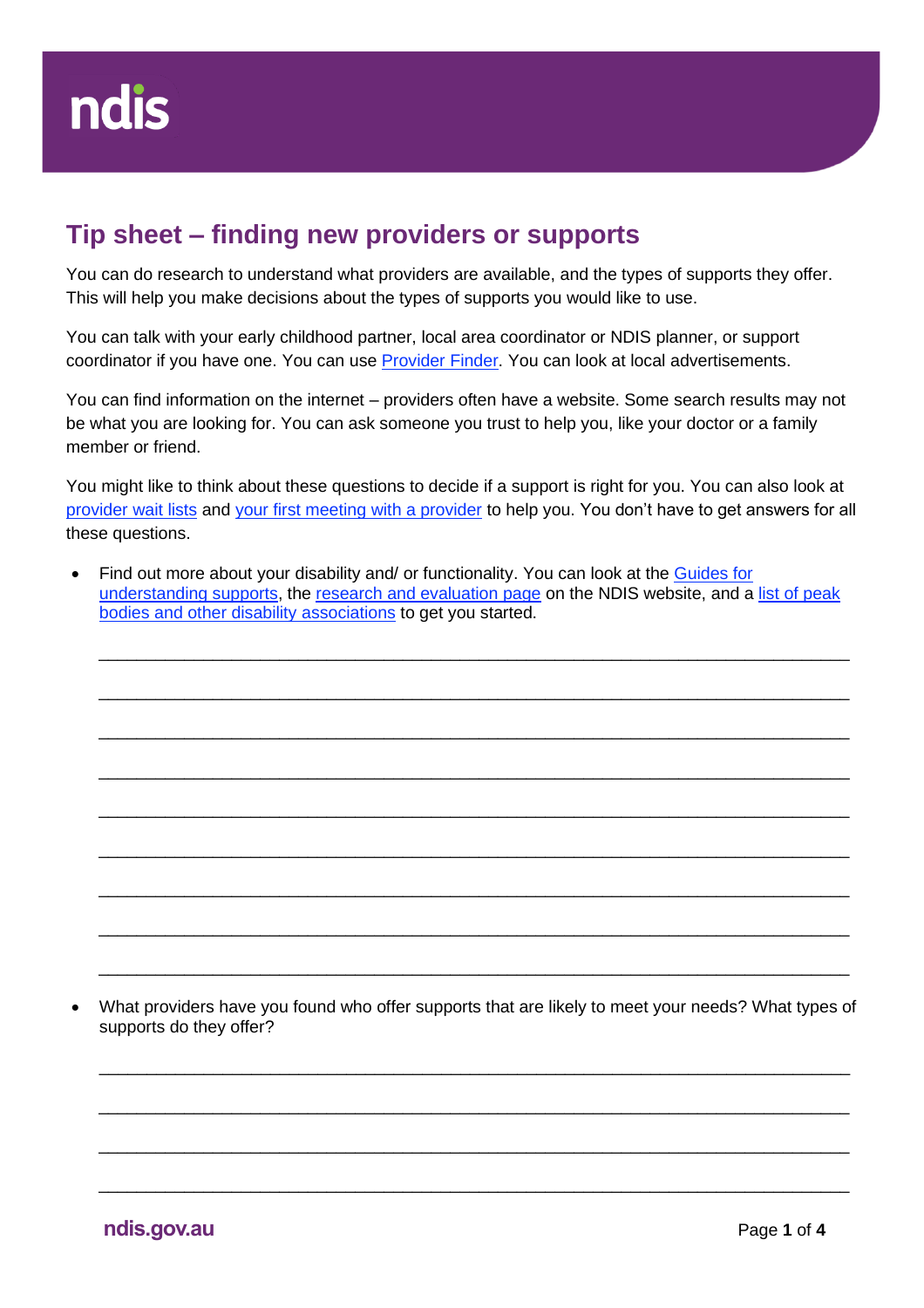# Tip sheet – finding new providers or supports

You can do research to understand what providers are available, and the types of supports they offer. This will help you make decisions about the types of supports you would like to use.

You can talk with your early childhood partner, local area coordinator or NDIS planner, or support coordinator if you have one. You can use Provider Finder. You can look at local advertisements.

You can find information on the internet – providers often have a website. Some search results may not be what you are looking for. You can ask someone you trust to help you, like your doctor or a family member or friend.

You might like to think about these questions to decide if a support is right for you. You can also look at provider wait lists and your first meeting with a provider to help you. You don't have to get answers for all these questions.

- Find out more about your disability and/ or functionality. You can look at the Guides for understanding supports, the research and evaluation page on the NDIS website, and a list of peak bodies and other disability associations to get you started.

  ___________________________________________________________________________

  ___________________________________________________________________________

  ___________________________________________________________________________

  ___________________________________________________________________________

  ___________________________________________________________________________

  ___________________________________________________________________________

  ___________________________________________________________________________

  ___________________________________________________________________________

  ___________________________________________________________________________

- What providers have you found who offer supports that are likely to meet your needs? What types of supports do they offer?

  ___________________________________________________________________________

  ___________________________________________________________________________

  ___________________________________________________________________________

  ___________________________________________________________________________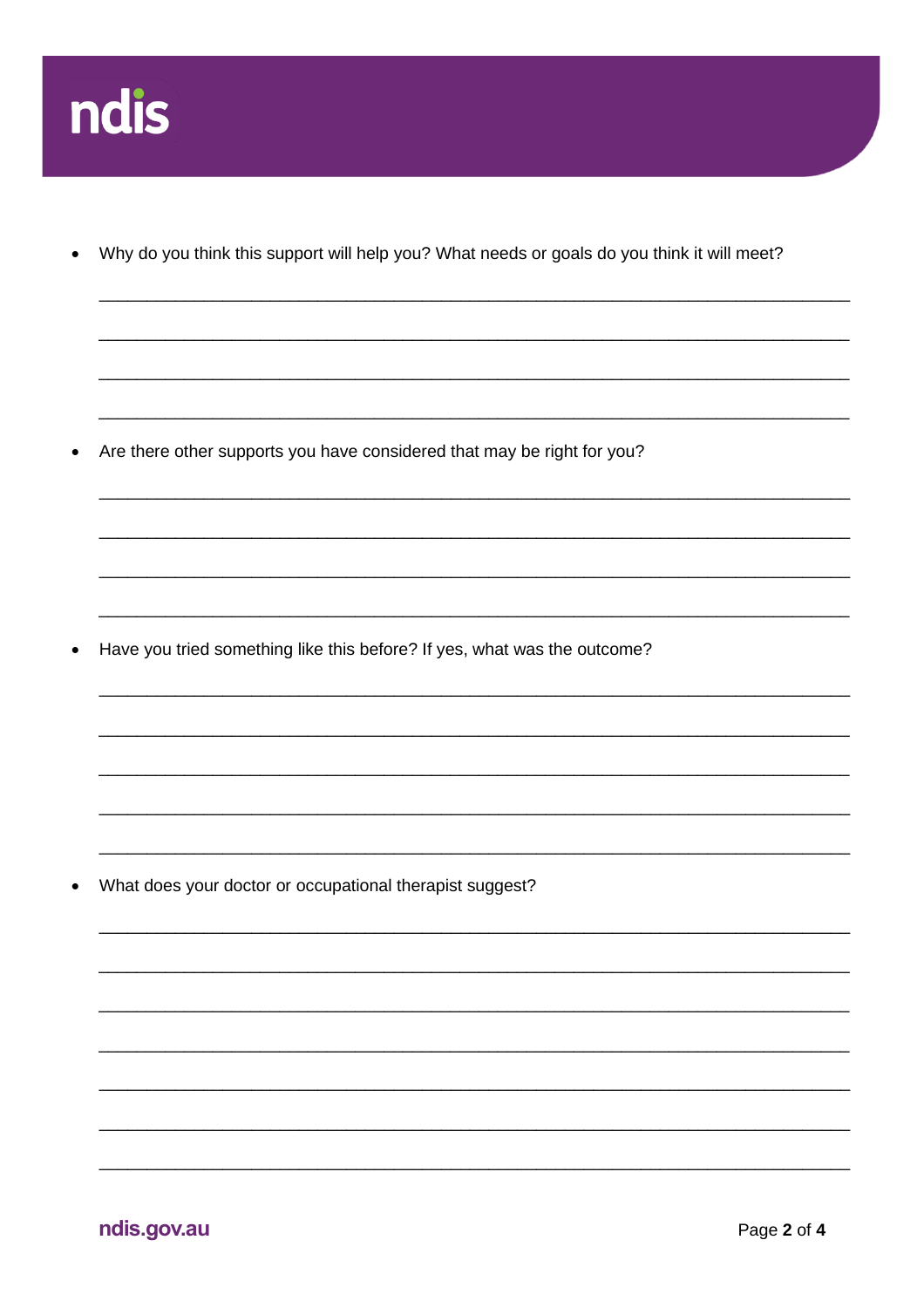- Why do you think this support will help you? What needs or goals do you think it will meet?

_______________________________________________________________________

_______________________________________________________________________

_______________________________________________________________________

_______________________________________________________________________

- Are there other supports you have considered that may be right for you?

_______________________________________________________________________

_______________________________________________________________________

_______________________________________________________________________

_______________________________________________________________________

- Have you tried something like this before? If yes, what was the outcome?

_______________________________________________________________________

_______________________________________________________________________

_______________________________________________________________________

_______________________________________________________________________

_______________________________________________________________________

- What does your doctor or occupational therapist suggest?

_______________________________________________________________________

_______________________________________________________________________

_______________________________________________________________________

_______________________________________________________________________

_______________________________________________________________________

_______________________________________________________________________

_______________________________________________________________________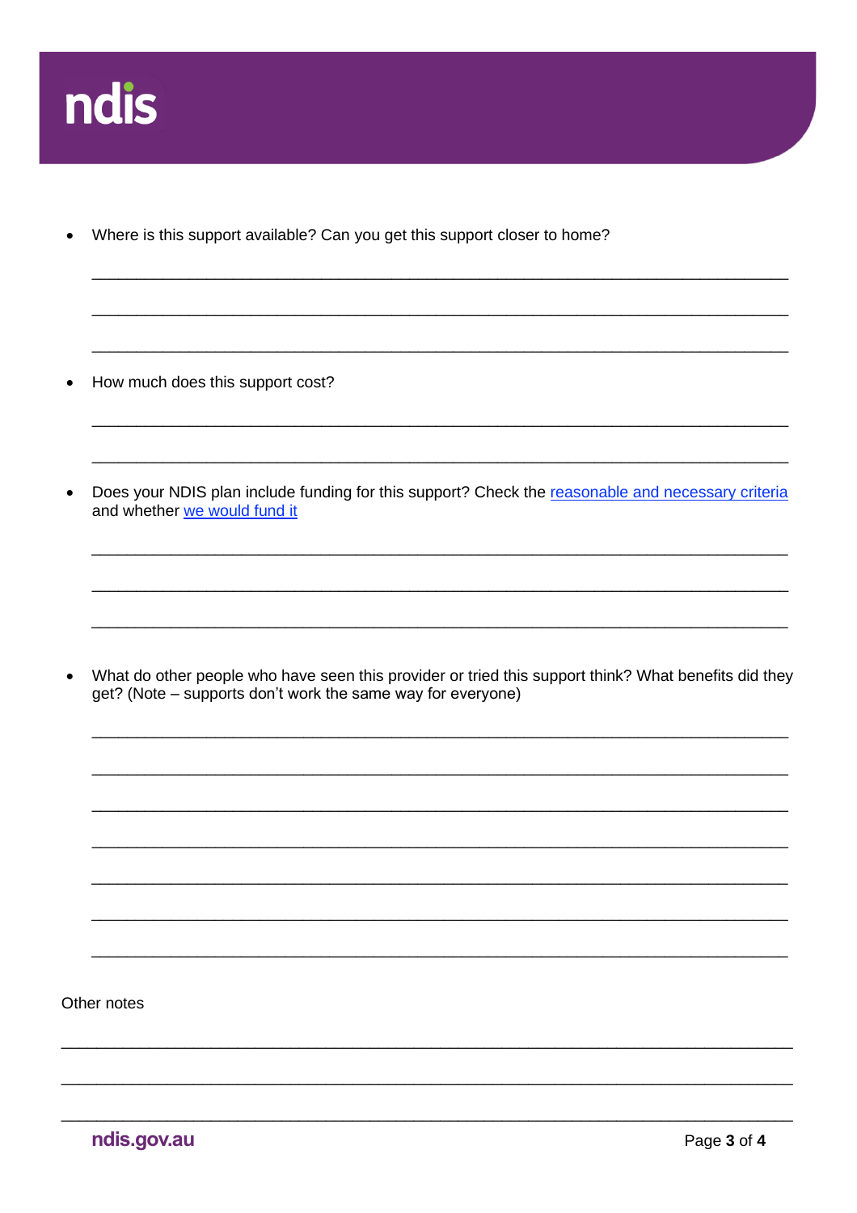- Where is this support available? Can you get this support closer to home?

\_\_\_\_\_\_\_\_\_\_\_\_\_\_\_\_\_\_\_\_\_\_\_\_\_\_\_\_\_\_\_\_\_\_\_\_\_\_\_\_\_\_\_\_\_\_\_\_\_\_\_\_\_\_\_\_\_\_\_\_\_\_\_\_\_\_\_\_\_\_\_\_

\_\_\_\_\_\_\_\_\_\_\_\_\_\_\_\_\_\_\_\_\_\_\_\_\_\_\_\_\_\_\_\_\_\_\_\_\_\_\_\_\_\_\_\_\_\_\_\_\_\_\_\_\_\_\_\_\_\_\_\_\_\_\_\_\_\_\_\_\_\_\_\_

\_\_\_\_\_\_\_\_\_\_\_\_\_\_\_\_\_\_\_\_\_\_\_\_\_\_\_\_\_\_\_\_\_\_\_\_\_\_\_\_\_\_\_\_\_\_\_\_\_\_\_\_\_\_\_\_\_\_\_\_\_\_\_\_\_\_\_\_\_\_\_\_

- How much does this support cost?

\_\_\_\_\_\_\_\_\_\_\_\_\_\_\_\_\_\_\_\_\_\_\_\_\_\_\_\_\_\_\_\_\_\_\_\_\_\_\_\_\_\_\_\_\_\_\_\_\_\_\_\_\_\_\_\_\_\_\_\_\_\_\_\_\_\_\_\_\_\_\_\_

\_\_\_\_\_\_\_\_\_\_\_\_\_\_\_\_\_\_\_\_\_\_\_\_\_\_\_\_\_\_\_\_\_\_\_\_\_\_\_\_\_\_\_\_\_\_\_\_\_\_\_\_\_\_\_\_\_\_\_\_\_\_\_\_\_\_\_\_\_\_\_\_

- Does your NDIS plan include funding for this support? Check the reasonable and necessary criteria and whether we would fund it

\_\_\_\_\_\_\_\_\_\_\_\_\_\_\_\_\_\_\_\_\_\_\_\_\_\_\_\_\_\_\_\_\_\_\_\_\_\_\_\_\_\_\_\_\_\_\_\_\_\_\_\_\_\_\_\_\_\_\_\_\_\_\_\_\_\_\_\_\_\_\_\_

\_\_\_\_\_\_\_\_\_\_\_\_\_\_\_\_\_\_\_\_\_\_\_\_\_\_\_\_\_\_\_\_\_\_\_\_\_\_\_\_\_\_\_\_\_\_\_\_\_\_\_\_\_\_\_\_\_\_\_\_\_\_\_\_\_\_\_\_\_\_\_\_

\_\_\_\_\_\_\_\_\_\_\_\_\_\_\_\_\_\_\_\_\_\_\_\_\_\_\_\_\_\_\_\_\_\_\_\_\_\_\_\_\_\_\_\_\_\_\_\_\_\_\_\_\_\_\_\_\_\_\_\_\_\_\_\_\_\_\_\_\_\_\_\_

- What do other people who have seen this provider or tried this support think? What benefits did they get? (Note – supports don't work the same way for everyone)

\_\_\_\_\_\_\_\_\_\_\_\_\_\_\_\_\_\_\_\_\_\_\_\_\_\_\_\_\_\_\_\_\_\_\_\_\_\_\_\_\_\_\_\_\_\_\_\_\_\_\_\_\_\_\_\_\_\_\_\_\_\_\_\_\_\_\_\_\_\_\_\_

\_\_\_\_\_\_\_\_\_\_\_\_\_\_\_\_\_\_\_\_\_\_\_\_\_\_\_\_\_\_\_\_\_\_\_\_\_\_\_\_\_\_\_\_\_\_\_\_\_\_\_\_\_\_\_\_\_\_\_\_\_\_\_\_\_\_\_\_\_\_\_\_

\_\_\_\_\_\_\_\_\_\_\_\_\_\_\_\_\_\_\_\_\_\_\_\_\_\_\_\_\_\_\_\_\_\_\_\_\_\_\_\_\_\_\_\_\_\_\_\_\_\_\_\_\_\_\_\_\_\_\_\_\_\_\_\_\_\_\_\_\_\_\_\_

\_\_\_\_\_\_\_\_\_\_\_\_\_\_\_\_\_\_\_\_\_\_\_\_\_\_\_\_\_\_\_\_\_\_\_\_\_\_\_\_\_\_\_\_\_\_\_\_\_\_\_\_\_\_\_\_\_\_\_\_\_\_\_\_\_\_\_\_\_\_\_\_

\_\_\_\_\_\_\_\_\_\_\_\_\_\_\_\_\_\_\_\_\_\_\_\_\_\_\_\_\_\_\_\_\_\_\_\_\_\_\_\_\_\_\_\_\_\_\_\_\_\_\_\_\_\_\_\_\_\_\_\_\_\_\_\_\_\_\_\_\_\_\_\_

\_\_\_\_\_\_\_\_\_\_\_\_\_\_\_\_\_\_\_\_\_\_\_\_\_\_\_\_\_\_\_\_\_\_\_\_\_\_\_\_\_\_\_\_\_\_\_\_\_\_\_\_\_\_\_\_\_\_\_\_\_\_\_\_\_\_\_\_\_\_\_\_

\_\_\_\_\_\_\_\_\_\_\_\_\_\_\_\_\_\_\_\_\_\_\_\_\_\_\_\_\_\_\_\_\_\_\_\_\_\_\_\_\_\_\_\_\_\_\_\_\_\_\_\_\_\_\_\_\_\_\_\_\_\_\_\_\_\_\_\_\_\_\_\_

Other notes

\_\_\_\_\_\_\_\_\_\_\_\_\_\_\_\_\_\_\_\_\_\_\_\_\_\_\_\_\_\_\_\_\_\_\_\_\_\_\_\_\_\_\_\_\_\_\_\_\_\_\_\_\_\_\_\_\_\_\_\_\_\_\_\_\_\_\_\_\_\_\_\_\_\_\_\_

\_\_\_\_\_\_\_\_\_\_\_\_\_\_\_\_\_\_\_\_\_\_\_\_\_\_\_\_\_\_\_\_\_\_\_\_\_\_\_\_\_\_\_\_\_\_\_\_\_\_\_\_\_\_\_\_\_\_\_\_\_\_\_\_\_\_\_\_\_\_\_\_\_\_\_\_

\_\_\_\_\_\_\_\_\_\_\_\_\_\_\_\_\_\_\_\_\_\_\_\_\_\_\_\_\_\_\_\_\_\_\_\_\_\_\_\_\_\_\_\_\_\_\_\_\_\_\_\_\_\_\_\_\_\_\_\_\_\_\_\_\_\_\_\_\_\_\_\_\_\_\_\_